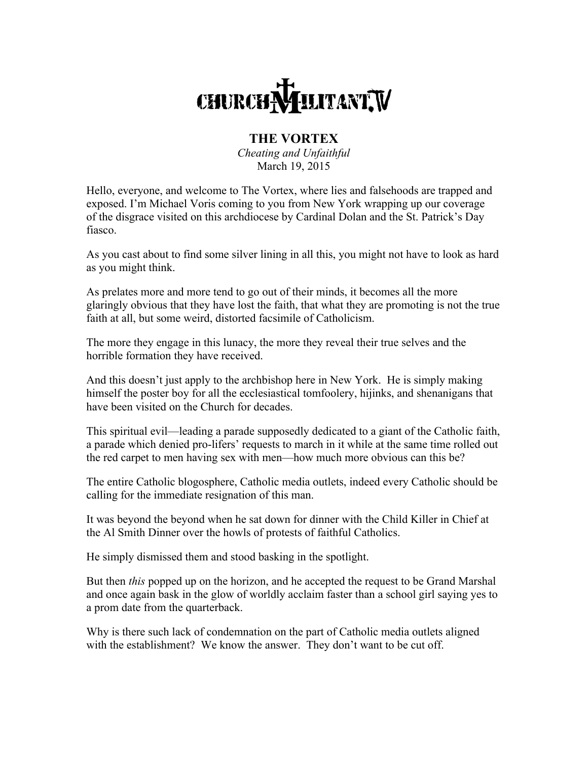CHURCH MILITANT.TV

# THE VORTEX

*Cheating and Unfaithful*

March 19, 2015

Hello, everyone, and welcome to The Vortex, where lies and falsehoods are trapped and exposed. I'm Michael Voris coming to you from New York wrapping up our coverage of the disgrace visited on this archdiocese by Cardinal Dolan and the St. Patrick's Day fiasco.

As you cast about to find some silver lining in all this, you might not have to look as hard as you might think.

As prelates more and more tend to go out of their minds, it becomes all the more glaringly obvious that they have lost the faith, that what they are promoting is not the true faith at all, but some weird, distorted facsimile of Catholicism.

The more they engage in this lunacy, the more they reveal their true selves and the horrible formation they have received.

And this doesn't just apply to the archbishop here in New York. He is simply making himself the poster boy for all the ecclesiastical tomfoolery, hijinks, and shenanigans that have been visited on the Church for decades.

This spiritual evil—leading a parade supposedly dedicated to a giant of the Catholic faith, a parade which denied pro-lifers' requests to march in it while at the same time rolled out the red carpet to men having sex with men—how much more obvious can this be?

The entire Catholic blogosphere, Catholic media outlets, indeed every Catholic should be calling for the immediate resignation of this man.

It was beyond the beyond when he sat down for dinner with the Child Killer in Chief at the Al Smith Dinner over the howls of protests of faithful Catholics.

He simply dismissed them and stood basking in the spotlight.

But then *this* popped up on the horizon, and he accepted the request to be Grand Marshal and once again bask in the glow of worldly acclaim faster than a school girl saying yes to a prom date from the quarterback.

Why is there such lack of condemnation on the part of Catholic media outlets aligned with the establishment? We know the answer. They don't want to be cut off.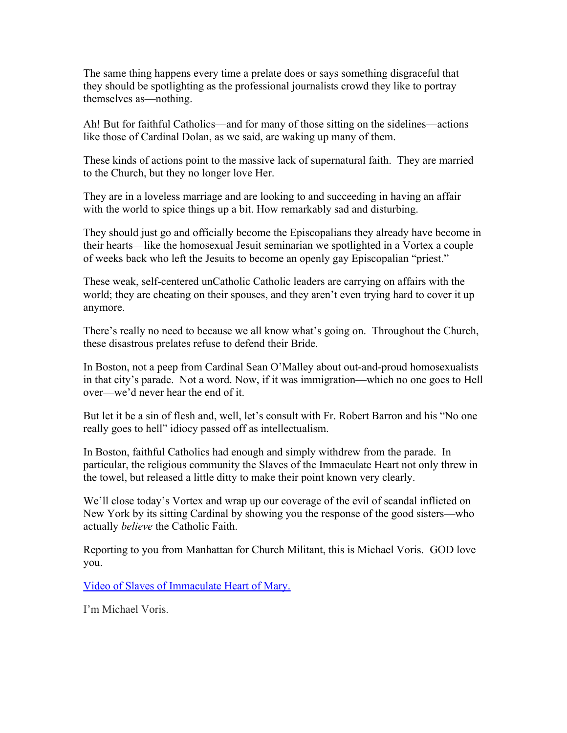The same thing happens every time a prelate does or says something disgraceful that they should be spotlighting as the professional journalists crowd they like to portray themselves as—nothing.

Ah! But for faithful Catholics—and for many of those sitting on the sidelines—actions like those of Cardinal Dolan, as we said, are waking up many of them.

These kinds of actions point to the massive lack of supernatural faith. They are married to the Church, but they no longer love Her.

They are in a loveless marriage and are looking to and succeeding in having an affair with the world to spice things up a bit. How remarkably sad and disturbing.

They should just go and officially become the Episcopalians they already have become in their hearts—like the homosexual Jesuit seminarian we spotlighted in a Vortex a couple of weeks back who left the Jesuits to become an openly gay Episcopalian "priest."

These weak, self-centered unCatholic Catholic leaders are carrying on affairs with the world; they are cheating on their spouses, and they aren't even trying hard to cover it up anymore.

There's really no need to because we all know what's going on. Throughout the Church, these disastrous prelates refuse to defend their Bride.

In Boston, not a peep from Cardinal Sean O'Malley about out-and-proud homosexualists in that city's parade. Not a word. Now, if it was immigration—which no one goes to Hell over—we'd never hear the end of it.

But let it be a sin of flesh and, well, let's consult with Fr. Robert Barron and his "No one really goes to hell" idiocy passed off as intellectualism.

In Boston, faithful Catholics had enough and simply withdrew from the parade. In particular, the religious community the Slaves of the Immaculate Heart not only threw in the towel, but released a little ditty to make their point known very clearly.

We'll close today's Vortex and wrap up our coverage of the evil of scandal inflicted on New York by its sitting Cardinal by showing you the response of the good sisters—who actually *believe* the Catholic Faith.

Reporting to you from Manhattan for Church Militant, this is Michael Voris. GOD love you.

Video of Slaves of Immaculate Heart of Mary.

I'm Michael Voris.